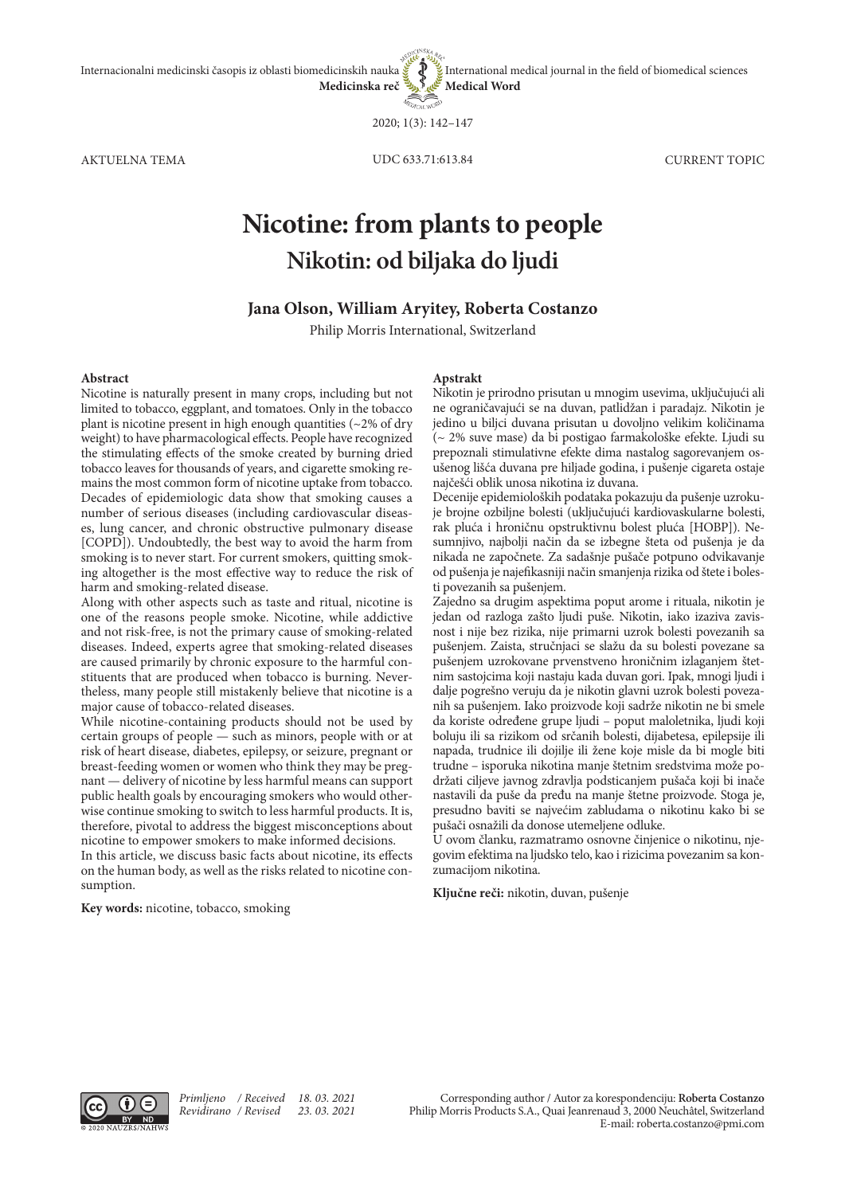AKTUELNA TEMA | UDC 633.71:613.84 | CURRENT TOPIC

# Nicotine: from plants to people

# Nikotin: od biljaka do ljudi

**Jana Olson, William Aryitey, Roberta Costanzo**

Philip Morris International, Switzerland

### Abstract

Nicotine is naturally present in many crops, including but not limited to tobacco, eggplant, and tomatoes. Only in the tobacco plant is nicotine present in high enough quantities (~2% of dry weight) to have pharmacological effects. People have recognized the stimulating effects of the smoke created by burning dried tobacco leaves for thousands of years, and cigarette smoking remains the most common form of nicotine uptake from tobacco. Decades of epidemiologic data show that smoking causes a number of serious diseases (including cardiovascular diseases, lung cancer, and chronic obstructive pulmonary disease [COPD]). Undoubtedly, the best way to avoid the harm from smoking is to never start. For current smokers, quitting smoking altogether is the most effective way to reduce the risk of harm and smoking-related disease.

Along with other aspects such as taste and ritual, nicotine is one of the reasons people smoke. Nicotine, while addictive and not risk-free, is not the primary cause of smoking-related diseases. Indeed, experts agree that smoking-related diseases are caused primarily by chronic exposure to the harmful constituents that are produced when tobacco is burning. Nevertheless, many people still mistakenly believe that nicotine is a major cause of tobacco-related diseases.

While nicotine-containing products should not be used by certain groups of people — such as minors, people with or at risk of heart disease, diabetes, epilepsy, or seizure, pregnant or breast-feeding women or women who think they may be pregnant — delivery of nicotine by less harmful means can support public health goals by encouraging smokers who would otherwise continue smoking to switch to less harmful products. It is, therefore, pivotal to address the biggest misconceptions about nicotine to empower smokers to make informed decisions.

In this article, we discuss basic facts about nicotine, its effects on the human body, as well as the risks related to nicotine consumption.

**Key words:** nicotine, tobacco, smoking

### Apstrakt

Nikotin je prirodno prisutan u mnogim usevima, uključujući ali ne ograničavajući se na duvan, patlidžan i paradajz. Nikotin je jedino u biljci duvana prisutan u dovoljno velikim količinama (~ 2% suve mase) da bi postigao farmakološke efekte. Ljudi su prepoznali stimulativne efekte dima nastalog sagorevanjem osušenog lišća duvana pre hiljade godina, i pušenje cigareta ostaje najčešći oblik unosa nikotina iz duvana.

Decenije epidemioloških podataka pokazuju da pušenje uzrokuje brojne ozbiljne bolesti (uključujući kardiovaskularne bolesti, rak pluća i hroničnu opstruktivnu bolest pluća [HOBP]). Nesumnjivo, najbolji način da se izbegne šteta od pušenja je da nikada ne započnete. Za sadašnje pušače potpuno odvikavanje od pušenja je najefikasniji način smanjenja rizika od štete i bolesti povezanih sa pušenjem.

Zajedno sa drugim aspektima poput arome i rituala, nikotin je jedan od razloga zašto ljudi puše. Nikotin, iako izaziva zavisnost i nije bez rizika, nije primarni uzrok bolesti povezanih sa pušenjem. Zaista, stručnjaci se slažu da su bolesti povezane sa pušenjem uzrokovane prvenstveno hroničnim izlaganjem štetnim sastojcima koji nastaju kada duvan gori. Ipak, mnogi ljudi i dalje pogrešno veruju da je nikotin glavni uzrok bolesti povezanih sa pušenjem. Iako proizvode koji sadrže nikotin ne bi smele da koriste određene grupe ljudi – poput maloletnika, ljudi koji boluju ili sa rizikom od srčanih bolesti, dijabetesa, epilepsije ili napada, trudnice ili dojilje ili žene koje misle da bi mogle biti trudne – isporuka nikotina manje štetnim sredstvima može podržati ciljeve javnog zdravlja podsticanjem pušača koji bi inače nastavili da puše da pređu na manje štetne proizvode. Stoga je, presudno baviti se najvećim zabludama o nikotinu kako bi se pušači osnažili da donose utemeljene odluke.

U ovom članku, razmatramo osnovne činjenice o nikotinu, njegovim efektima na ljudsko telo, kao i rizicima povezanim sa konzumacijom nikotina.

**Ključne reči:** nikotin, duvan, pušenje

*Primljeno / Received* 18. 03. 2021
*Revidirano / Revised* 23. 03. 2021

Corresponding author / Autor za korespondenciju: **Roberta Costanzo**
Philip Morris Products S.A., Quai Jeanrenaud 3, 2000 Neuchâtel, Switzerland
E-mail: roberta.costanzo@pmi.com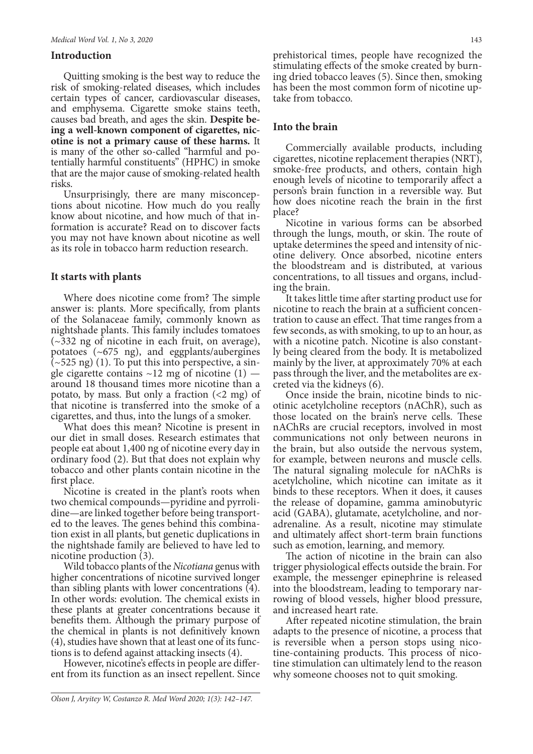## Introduction

Quitting smoking is the best way to reduce the risk of smoking-related diseases, which includes certain types of cancer, cardiovascular diseases, and emphysema. Cigarette smoke stains teeth, causes bad breath, and ages the skin. **Despite being a well-known component of cigarettes, nicotine is not a primary cause of these harms.** It is many of the other so-called "harmful and potentially harmful constituents" (HPHC) in smoke that are the major cause of smoking-related health risks.

Unsurprisingly, there are many misconceptions about nicotine. How much do you really know about nicotine, and how much of that information is accurate? Read on to discover facts you may not have known about nicotine as well as its role in tobacco harm reduction research.

## It starts with plants

Where does nicotine come from? The simple answer is: plants. More specifically, from plants of the Solanaceae family, commonly known as nightshade plants. This family includes tomatoes (~332 ng of nicotine in each fruit, on average), potatoes (~675 ng), and eggplants/aubergines (~525 ng) (1). To put this into perspective, a single cigarette contains ~12 mg of nicotine (1) — around 18 thousand times more nicotine than a potato, by mass. But only a fraction (<2 mg) of that nicotine is transferred into the smoke of a cigarettes, and thus, into the lungs of a smoker.

What does this mean? Nicotine is present in our diet in small doses. Research estimates that people eat about 1,400 ng of nicotine every day in ordinary food (2). But that does not explain why tobacco and other plants contain nicotine in the first place.

Nicotine is created in the plant's roots when two chemical compounds—pyridine and pyrrolidine—are linked together before being transported to the leaves. The genes behind this combination exist in all plants, but genetic duplications in the nightshade family are believed to have led to nicotine production (3).

Wild tobacco plants of the *Nicotiana* genus with higher concentrations of nicotine survived longer than sibling plants with lower concentrations (4). In other words: evolution. The chemical exists in these plants at greater concentrations because it benefits them. Although the primary purpose of the chemical in plants is not definitively known (4), studies have shown that at least one of its functions is to defend against attacking insects (4).

However, nicotine's effects in people are different from its function as an insect repellent. Since prehistorical times, people have recognized the stimulating effects of the smoke created by burning dried tobacco leaves (5). Since then, smoking has been the most common form of nicotine uptake from tobacco.

## Into the brain

Commercially available products, including cigarettes, nicotine replacement therapies (NRT), smoke-free products, and others, contain high enough levels of nicotine to temporarily affect a person's brain function in a reversible way. But how does nicotine reach the brain in the first place?

Nicotine in various forms can be absorbed through the lungs, mouth, or skin. The route of uptake determines the speed and intensity of nicotine delivery. Once absorbed, nicotine enters the bloodstream and is distributed, at various concentrations, to all tissues and organs, including the brain.

It takes little time after starting product use for nicotine to reach the brain at a sufficient concentration to cause an effect. That time ranges from a few seconds, as with smoking, to up to an hour, as with a nicotine patch. Nicotine is also constantly being cleared from the body. It is metabolized mainly by the liver, at approximately 70% at each pass through the liver, and the metabolites are excreted via the kidneys (6).

Once inside the brain, nicotine binds to nicotinic acetylcholine receptors (nAChR), such as those located on the brain's nerve cells. These nAChRs are crucial receptors, involved in most communications not only between neurons in the brain, but also outside the nervous system, for example, between neurons and muscle cells. The natural signaling molecule for nAChRs is acetylcholine, which nicotine can imitate as it binds to these receptors. When it does, it causes the release of dopamine, gamma aminobutyric acid (GABA), glutamate, acetylcholine, and noradrenaline. As a result, nicotine may stimulate and ultimately affect short-term brain functions such as emotion, learning, and memory.

The action of nicotine in the brain can also trigger physiological effects outside the brain. For example, the messenger epinephrine is released into the bloodstream, leading to temporary narrowing of blood vessels, higher blood pressure, and increased heart rate.

After repeated nicotine stimulation, the brain adapts to the presence of nicotine, a process that is reversible when a person stops using nicotine-containing products. This process of nicotine stimulation can ultimately lend to the reason why someone chooses not to quit smoking.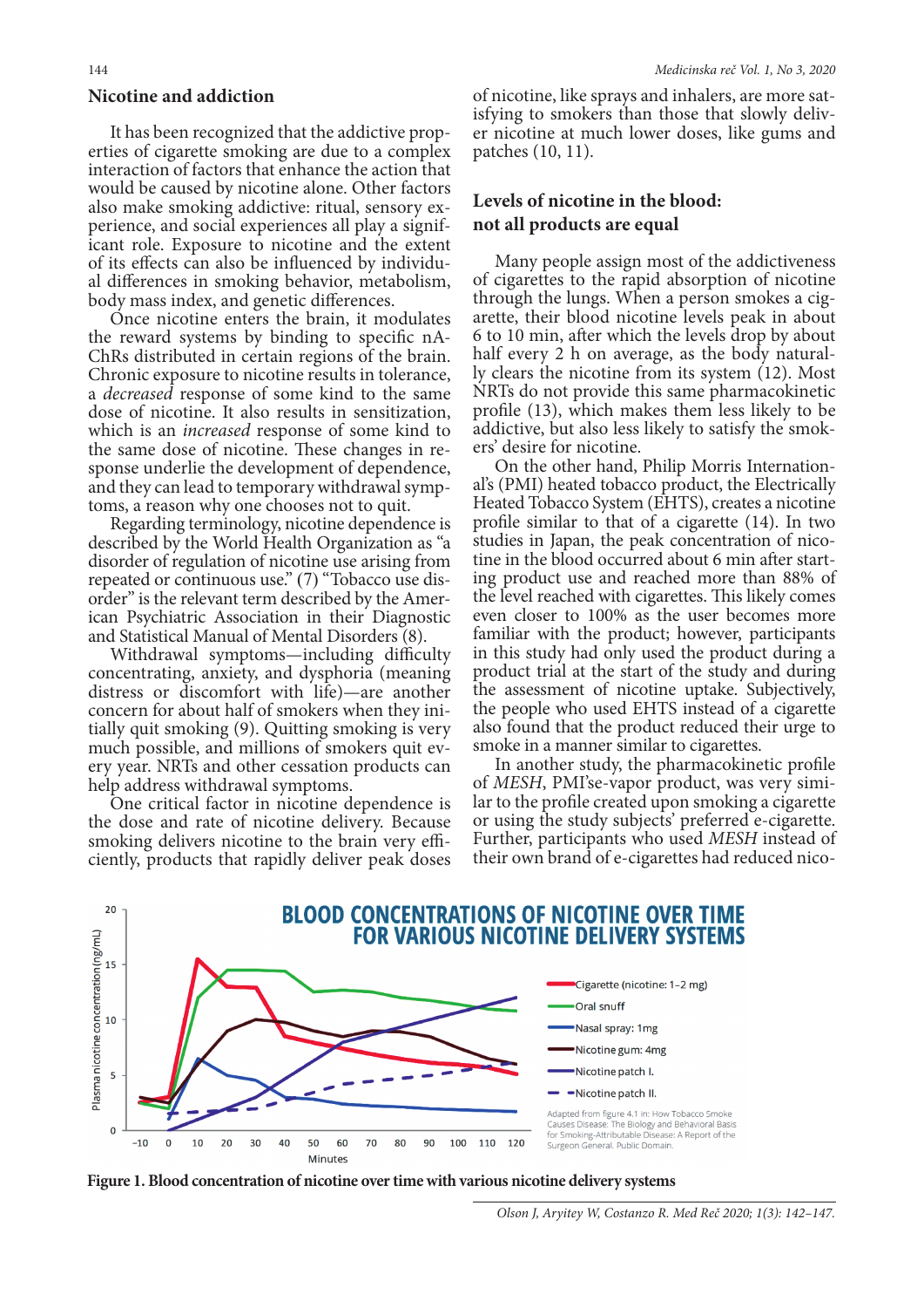## Nicotine and addiction

It has been recognized that the addictive properties of cigarette smoking are due to a complex interaction of factors that enhance the action that would be caused by nicotine alone. Other factors also make smoking addictive: ritual, sensory experience, and social experiences all play a significant role. Exposure to nicotine and the extent of its effects can also be influenced by individual differences in smoking behavior, metabolism, body mass index, and genetic differences.

Once nicotine enters the brain, it modulates the reward systems by binding to specific nAChRs distributed in certain regions of the brain. Chronic exposure to nicotine results in tolerance, a *decreased* response of some kind to the same dose of nicotine. It also results in sensitization, which is an *increased* response of some kind to the same dose of nicotine. These changes in response underlie the development of dependence, and they can lead to temporary withdrawal symptoms, a reason why one chooses not to quit.

Regarding terminology, nicotine dependence is described by the World Health Organization as "a disorder of regulation of nicotine use arising from repeated or continuous use." (7) "Tobacco use disorder" is the relevant term described by the American Psychiatric Association in their Diagnostic and Statistical Manual of Mental Disorders (8).

Withdrawal symptoms—including difficulty concentrating, anxiety, and dysphoria (meaning distress or discomfort with life)—are another concern for about half of smokers when they initially quit smoking (9). Quitting smoking is very much possible, and millions of smokers quit every year. NRTs and other cessation products can help address withdrawal symptoms.

One critical factor in nicotine dependence is the dose and rate of nicotine delivery. Because smoking delivers nicotine to the brain very efficiently, products that rapidly deliver peak doses of nicotine, like sprays and inhalers, are more satisfying to smokers than those that slowly deliver nicotine at much lower doses, like gums and patches (10, 11).

## Levels of nicotine in the blood: not all products are equal

Many people assign most of the addictiveness of cigarettes to the rapid absorption of nicotine through the lungs. When a person smokes a cigarette, their blood nicotine levels peak in about 6 to 10 min, after which the levels drop by about half every 2 h on average, as the body naturally clears the nicotine from its system (12). Most NRTs do not provide this same pharmacokinetic profile (13), which makes them less likely to be addictive, but also less likely to satisfy the smokers' desire for nicotine.

On the other hand, Philip Morris International's (PMI) heated tobacco product, the Electrically Heated Tobacco System (EHTS), creates a nicotine profile similar to that of a cigarette (14). In two studies in Japan, the peak concentration of nicotine in the blood occurred about 6 min after starting product use and reached more than 88% of the level reached with cigarettes. This likely comes even closer to 100% as the user becomes more familiar with the product; however, participants in this study had only used the product during a product trial at the start of the study and during the assessment of nicotine uptake. Subjectively, the people who used EHTS instead of a cigarette also found that the product reduced their urge to smoke in a manner similar to cigarettes.

In another study, the pharmacokinetic profile of *MESH*, PMI'se-vapor product, was very similar to the profile created upon smoking a cigarette or using the study subjects' preferred e-cigarette. Further, participants who used *MESH* instead of their own brand of e-cigarettes had reduced nico-

**Figure 1. Blood concentration of nicotine over time with various nicotine delivery systems**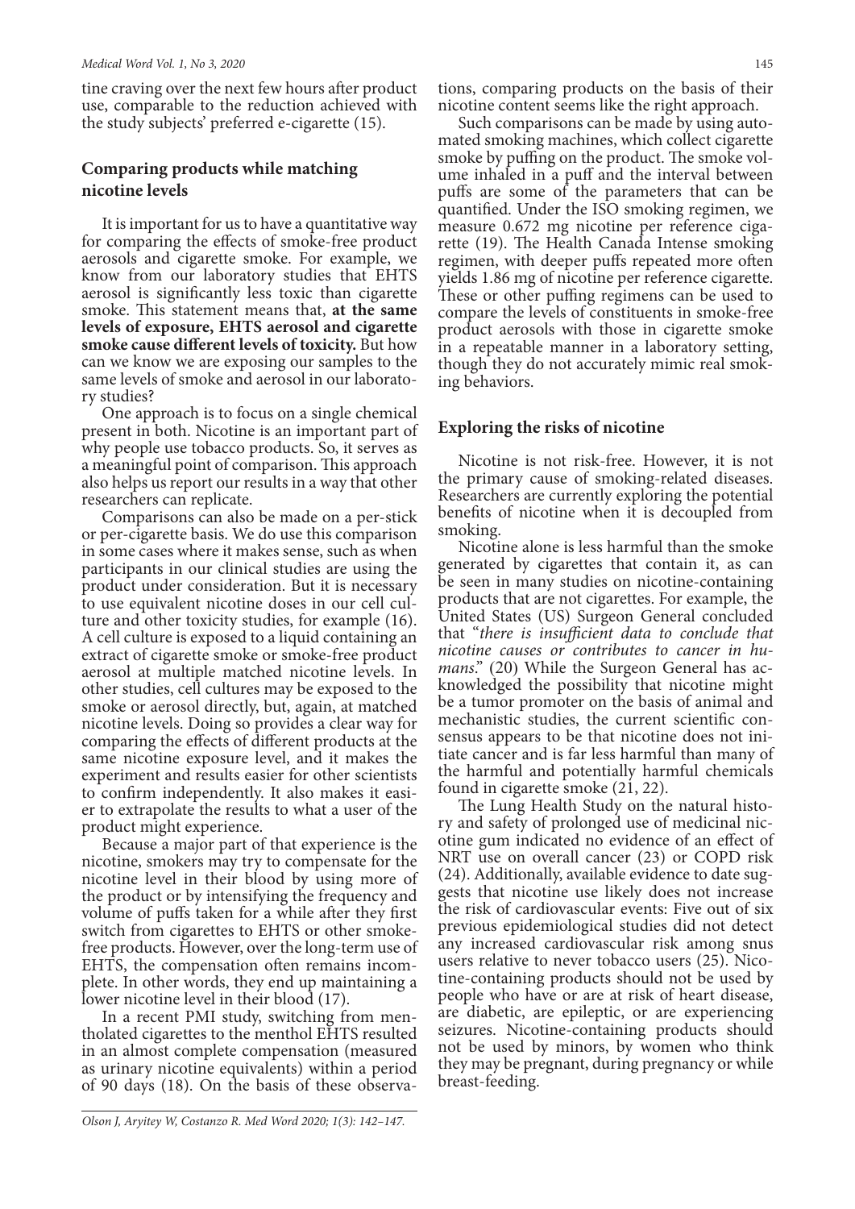tine craving over the next few hours after product use, comparable to the reduction achieved with the study subjects' preferred e-cigarette (15).

## Comparing products while matching nicotine levels

It is important for us to have a quantitative way for comparing the effects of smoke-free product aerosols and cigarette smoke. For example, we know from our laboratory studies that EHTS aerosol is significantly less toxic than cigarette smoke. This statement means that, **at the same levels of exposure, EHTS aerosol and cigarette smoke cause different levels of toxicity.** But how can we know we are exposing our samples to the same levels of smoke and aerosol in our laboratory studies?

One approach is to focus on a single chemical present in both. Nicotine is an important part of why people use tobacco products. So, it serves as a meaningful point of comparison. This approach also helps us report our results in a way that other researchers can replicate.

Comparisons can also be made on a per-stick or per-cigarette basis. We do use this comparison in some cases where it makes sense, such as when participants in our clinical studies are using the product under consideration. But it is necessary to use equivalent nicotine doses in our cell culture and other toxicity studies, for example (16). A cell culture is exposed to a liquid containing an extract of cigarette smoke or smoke-free product aerosol at multiple matched nicotine levels. In other studies, cell cultures may be exposed to the smoke or aerosol directly, but, again, at matched nicotine levels. Doing so provides a clear way for comparing the effects of different products at the same nicotine exposure level, and it makes the experiment and results easier for other scientists to confirm independently. It also makes it easier to extrapolate the results to what a user of the product might experience.

Because a major part of that experience is the nicotine, smokers may try to compensate for the nicotine level in their blood by using more of the product or by intensifying the frequency and volume of puffs taken for a while after they first switch from cigarettes to EHTS or other smoke-free products. However, over the long-term use of EHTS, the compensation often remains incomplete. In other words, they end up maintaining a lower nicotine level in their blood (17).

In a recent PMI study, switching from mentholated cigarettes to the menthol EHTS resulted in an almost complete compensation (measured as urinary nicotine equivalents) within a period of 90 days (18). On the basis of these observations, comparing products on the basis of their nicotine content seems like the right approach.

Such comparisons can be made by using automated smoking machines, which collect cigarette smoke by puffing on the product. The smoke volume inhaled in a puff and the interval between puffs are some of the parameters that can be quantified. Under the ISO smoking regimen, we measure 0.672 mg nicotine per reference cigarette (19). The Health Canada Intense smoking regimen, with deeper puffs repeated more often yields 1.86 mg of nicotine per reference cigarette. These or other puffing regimens can be used to compare the levels of constituents in smoke-free product aerosols with those in cigarette smoke in a repeatable manner in a laboratory setting, though they do not accurately mimic real smoking behaviors.

## Exploring the risks of nicotine

Nicotine is not risk-free. However, it is not the primary cause of smoking-related diseases. Researchers are currently exploring the potential benefits of nicotine when it is decoupled from smoking.

Nicotine alone is less harmful than the smoke generated by cigarettes that contain it, as can be seen in many studies on nicotine-containing products that are not cigarettes. For example, the United States (US) Surgeon General concluded that "*there is insufficient data to conclude that nicotine causes or contributes to cancer in humans*." (20) While the Surgeon General has acknowledged the possibility that nicotine might be a tumor promoter on the basis of animal and mechanistic studies, the current scientific consensus appears to be that nicotine does not initiate cancer and is far less harmful than many of the harmful and potentially harmful chemicals found in cigarette smoke (21, 22).

The Lung Health Study on the natural history and safety of prolonged use of medicinal nicotine gum indicated no evidence of an effect of NRT use on overall cancer (23) or COPD risk (24). Additionally, available evidence to date suggests that nicotine use likely does not increase the risk of cardiovascular events: Five out of six previous epidemiological studies did not detect any increased cardiovascular risk among snus users relative to never tobacco users (25). Nicotine-containing products should not be used by people who have or are at risk of heart disease, are diabetic, are epileptic, or are experiencing seizures. Nicotine-containing products should not be used by minors, by women who think they may be pregnant, during pregnancy or while breast-feeding.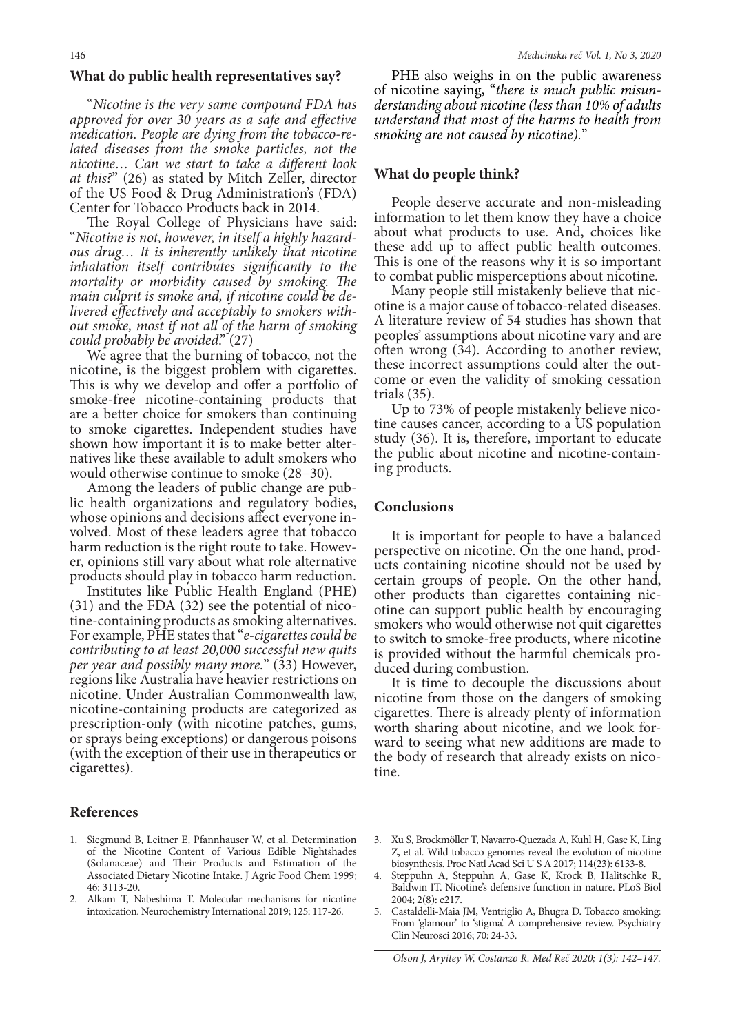## What do public health representatives say?

"*Nicotine is the very same compound FDA has approved for over 30 years as a safe and effective medication. People are dying from the tobacco-related diseases from the smoke particles, not the nicotine… Can we start to take a different look at this?*" (26) as stated by Mitch Zeller, director of the US Food & Drug Administration's (FDA) Center for Tobacco Products back in 2014.

The Royal College of Physicians have said: "*Nicotine is not, however, in itself a highly hazardous drug… It is inherently unlikely that nicotine inhalation itself contributes significantly to the mortality or morbidity caused by smoking. The main culprit is smoke and, if nicotine could be delivered effectively and acceptably to smokers without smoke, most if not all of the harm of smoking could probably be avoided*." (27)

We agree that the burning of tobacco, not the nicotine, is the biggest problem with cigarettes. This is why we develop and offer a portfolio of smoke-free nicotine-containing products that are a better choice for smokers than continuing to smoke cigarettes. Independent studies have shown how important it is to make better alternatives like these available to adult smokers who would otherwise continue to smoke (28–30).

Among the leaders of public change are public health organizations and regulatory bodies, whose opinions and decisions affect everyone involved. Most of these leaders agree that tobacco harm reduction is the right route to take. However, opinions still vary about what role alternative products should play in tobacco harm reduction.

Institutes like Public Health England (PHE) (31) and the FDA (32) see the potential of nicotine-containing products as smoking alternatives. For example, PHE states that "*e-cigarettes could be contributing to at least 20,000 successful new quits per year and possibly many more.*" (33) However, regions like Australia have heavier restrictions on nicotine. Under Australian Commonwealth law, nicotine-containing products are categorized as prescription-only (with nicotine patches, gums, or sprays being exceptions) or dangerous poisons (with the exception of their use in therapeutics or cigarettes).

PHE also weighs in on the public awareness of nicotine saying, "*there is much public misunderstanding about nicotine (less than 10% of adults understand that most of the harms to health from smoking are not caused by nicotine).*"

## What do people think?

People deserve accurate and non-misleading information to let them know they have a choice about what products to use. And, choices like these add up to affect public health outcomes. This is one of the reasons why it is so important to combat public misperceptions about nicotine.

Many people still mistakenly believe that nicotine is a major cause of tobacco-related diseases. A literature review of 54 studies has shown that peoples' assumptions about nicotine vary and are often wrong (34). According to another review, these incorrect assumptions could alter the outcome or even the validity of smoking cessation trials (35).

Up to 73% of people mistakenly believe nicotine causes cancer, according to a US population study (36). It is, therefore, important to educate the public about nicotine and nicotine-containing products.

## Conclusions

It is important for people to have a balanced perspective on nicotine. On the one hand, products containing nicotine should not be used by certain groups of people. On the other hand, other products than cigarettes containing nicotine can support public health by encouraging smokers who would otherwise not quit cigarettes to switch to smoke-free products, where nicotine is provided without the harmful chemicals produced during combustion.

It is time to decouple the discussions about nicotine from those on the dangers of smoking cigarettes. There is already plenty of information worth sharing about nicotine, and we look forward to seeing what new additions are made to the body of research that already exists on nicotine.

## References

1. Siegmund B, Leitner E, Pfannhauser W, et al. Determination of the Nicotine Content of Various Edible Nightshades (Solanaceae) and Their Products and Estimation of the Associated Dietary Nicotine Intake. J Agric Food Chem 1999; 46: 3113-20.
2. Alkam T, Nabeshima T. Molecular mechanisms for nicotine intoxication. Neurochemistry International 2019; 125: 117-26.
3. Xu S, Brockmöller T, Navarro-Quezada A, Kuhl H, Gase K, Ling Z, et al. Wild tobacco genomes reveal the evolution of nicotine biosynthesis. Proc Natl Acad Sci U S A 2017; 114(23): 6133-8.
4. Steppuhn A, Steppuhn A, Gase K, Krock B, Halitschke R, Baldwin IT. Nicotine's defensive function in nature. PLoS Biol 2004; 2(8): e217.
5. Castaldelli-Maia JM, Ventriglio A, Bhugra D. Tobacco smoking: From 'glamour' to 'stigma'. A comprehensive review. Psychiatry Clin Neurosci 2016; 70: 24-33.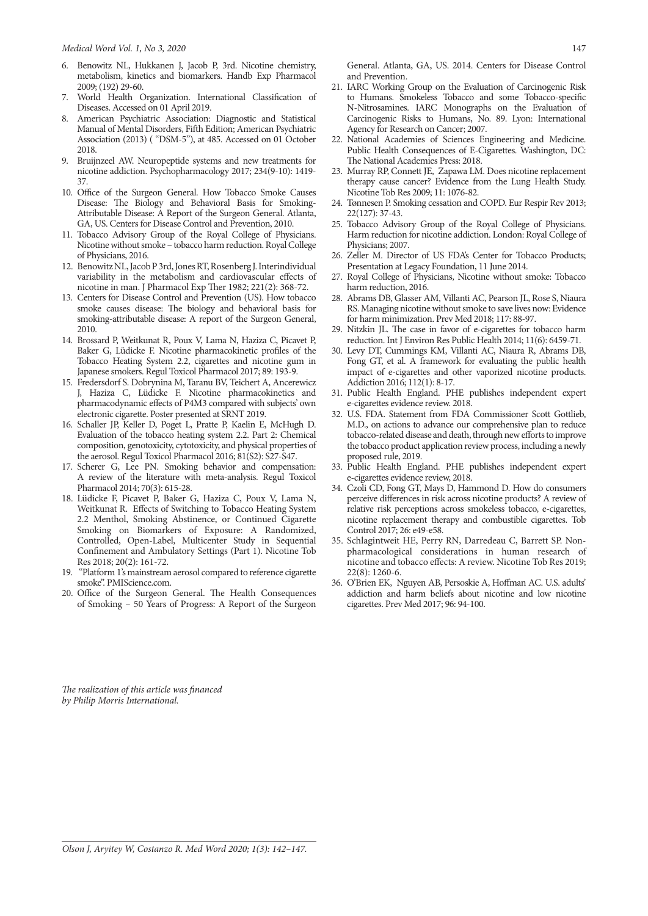6. Benowitz NL, Hukkanen J, Jacob P, 3rd. Nicotine chemistry, metabolism, kinetics and biomarkers. Handb Exp Pharmacol 2009; (192) 29-60.
7. World Health Organization. International Classification of Diseases. Accessed on 01 April 2019.
8. American Psychiatric Association: Diagnostic and Statistical Manual of Mental Disorders, Fifth Edition; American Psychiatric Association (2013) ( "DSM-5"), at 485. Accessed on 01 October 2018.
9. Bruijnzeel AW. Neuropeptide systems and new treatments for nicotine addiction. Psychopharmacology 2017; 234(9-10): 1419-37.
10. Office of the Surgeon General. How Tobacco Smoke Causes Disease: The Biology and Behavioral Basis for Smoking-Attributable Disease: A Report of the Surgeon General. Atlanta, GA, US. Centers for Disease Control and Prevention, 2010.
11. Tobacco Advisory Group of the Royal College of Physicians. Nicotine without smoke – tobacco harm reduction. Royal College of Physicians, 2016.
12. Benowitz NL, Jacob P 3rd, Jones RT, Rosenberg J. Interindividual variability in the metabolism and cardiovascular effects of nicotine in man. J Pharmacol Exp Ther 1982; 221(2): 368-72.
13. Centers for Disease Control and Prevention (US). How tobacco smoke causes disease: The biology and behavioral basis for smoking-attributable disease: A report of the Surgeon General, 2010.
14. Brossard P, Weitkunat R, Poux V, Lama N, Haziza C, Picavet P, Baker G, Lüdicke F. Nicotine pharmacokinetic profiles of the Tobacco Heating System 2.2, cigarettes and nicotine gum in Japanese smokers. Regul Toxicol Pharmacol 2017; 89: 193-9.
15. Fredersdorf S. Dobrynina M, Taranu BV, Teichert A, Ancerewicz J, Haziza C, Lüdicke F. Nicotine pharmacokinetics and pharmacodynamic effects of P4M3 compared with subjects' own electronic cigarette. Poster presented at SRNT 2019.
16. Schaller JP, Keller D, Poget L, Pratte P, Kaelin E, McHugh D. Evaluation of the tobacco heating system 2.2. Part 2: Chemical composition, genotoxicity, cytotoxicity, and physical properties of the aerosol. Regul Toxicol Pharmacol 2016; 81(S2): S27-S47.
17. Scherer G, Lee PN. Smoking behavior and compensation: A review of the literature with meta-analysis. Regul Toxicol Pharmacol 2014; 70(3): 615-28.
18. Lüdicke F, Picavet P, Baker G, Haziza C, Poux V, Lama N, Weitkunat R. Effects of Switching to Tobacco Heating System 2.2 Menthol, Smoking Abstinence, or Continued Cigarette Smoking on Biomarkers of Exposure: A Randomized, Controlled, Open-Label, Multicenter Study in Sequential Confinement and Ambulatory Settings (Part 1). Nicotine Tob Res 2018; 20(2): 161-72.
19. "Platform 1's mainstream aerosol compared to reference cigarette smoke". PMIScience.com.
20. Office of the Surgeon General. The Health Consequences of Smoking – 50 Years of Progress: A Report of the Surgeon General. Atlanta, GA, US. 2014. Centers for Disease Control and Prevention.
21. IARC Working Group on the Evaluation of Carcinogenic Risk to Humans. Smokeless Tobacco and some Tobacco-specific N-Nitrosamines. IARC Monographs on the Evaluation of Carcinogenic Risks to Humans, No. 89. Lyon: International Agency for Research on Cancer; 2007.
22. National Academies of Sciences Engineering and Medicine. Public Health Consequences of E-Cigarettes. Washington, DC: The National Academies Press: 2018.
23. Murray RP, Connett JE, Zapawa LM. Does nicotine replacement therapy cause cancer? Evidence from the Lung Health Study. Nicotine Tob Res 2009; 11: 1076-82.
24. Tønnesen P. Smoking cessation and COPD. Eur Respir Rev 2013; 22(127): 37-43.
25. Tobacco Advisory Group of the Royal College of Physicians. Harm reduction for nicotine addiction. London: Royal College of Physicians; 2007.
26. Zeller M. Director of US FDA's Center for Tobacco Products; Presentation at Legacy Foundation, 11 June 2014.
27. Royal College of Physicians, Nicotine without smoke: Tobacco harm reduction, 2016.
28. Abrams DB, Glasser AM, Villanti AC, Pearson JL, Rose S, Niaura RS. Managing nicotine without smoke to save lives now: Evidence for harm minimization. Prev Med 2018; 117: 88-97.
29. Nitzkin JL. The case in favor of e-cigarettes for tobacco harm reduction. Int J Environ Res Public Health 2014; 11(6): 6459-71.
30. Levy DT, Cummings KM, Villanti AC, Niaura R, Abrams DB, Fong GT, et al. A framework for evaluating the public health impact of e-cigarettes and other vaporized nicotine products. Addiction 2016; 112(1): 8-17.
31. Public Health England. PHE publishes independent expert e-cigarettes evidence review. 2018.
32. U.S. FDA. Statement from FDA Commissioner Scott Gottlieb, M.D., on actions to advance our comprehensive plan to reduce tobacco-related disease and death, through new efforts to improve the tobacco product application review process, including a newly proposed rule, 2019.
33. Public Health England. PHE publishes independent expert e-cigarettes evidence review, 2018.
34. Czoli CD, Fong GT, Mays D, Hammond D. How do consumers perceive differences in risk across nicotine products? A review of relative risk perceptions across smokeless tobacco, e-cigarettes, nicotine replacement therapy and combustible cigarettes. Tob Control 2017; 26: e49-e58.
35. Schlagintweit HE, Perry RN, Darredeau C, Barrett SP. Non-pharmacological considerations in human research of nicotine and tobacco effects: A review. Nicotine Tob Res 2019; 22(8): 1260-6.
36. O'Brien EK, Nguyen AB, Persoskie A, Hoffman AC. U.S. adults' addiction and harm beliefs about nicotine and low nicotine cigarettes. Prev Med 2017; 96: 94-100.

*The realization of this article was financed by Philip Morris International.*